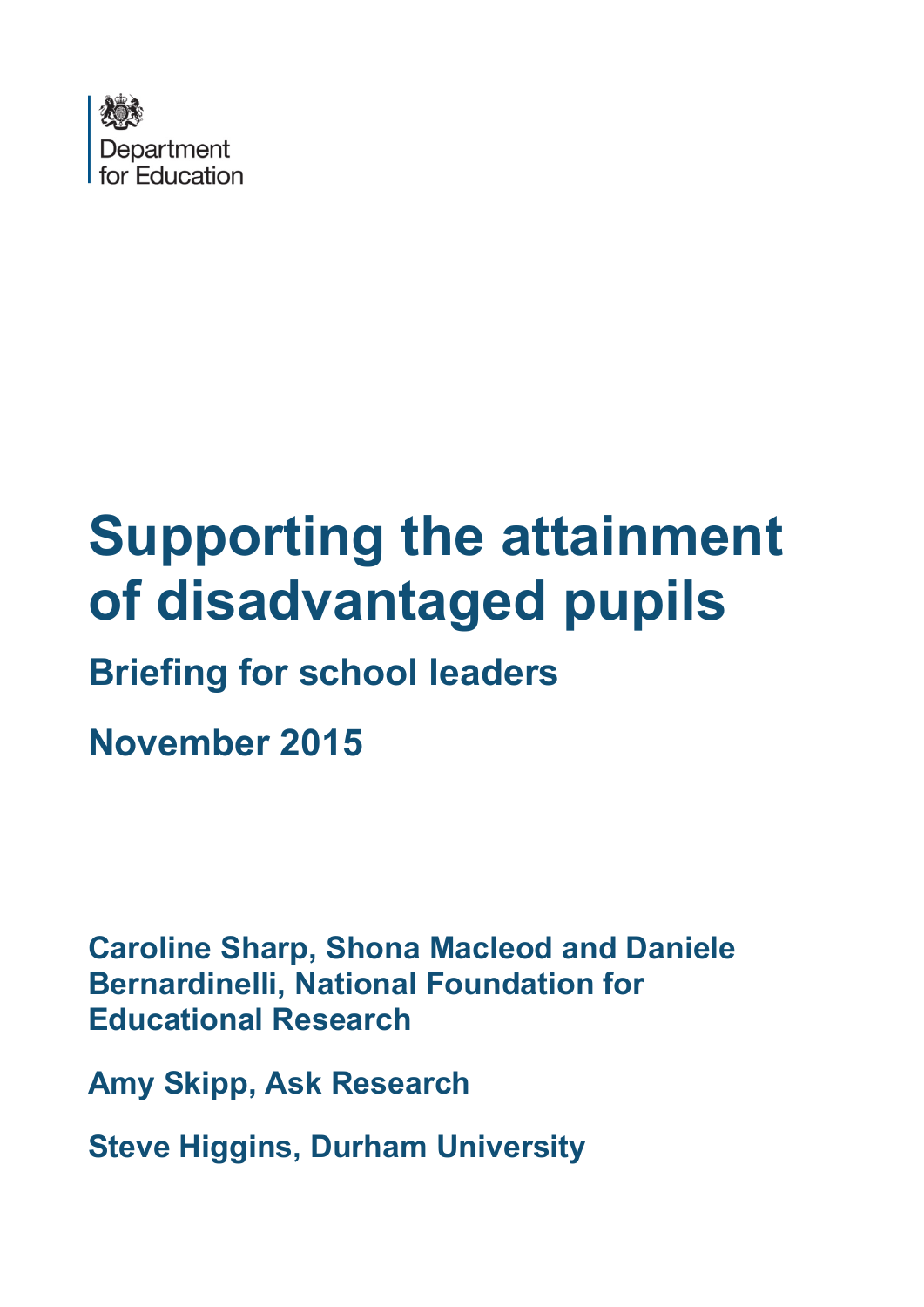Department for Education

# Supporting the attainment of disadvantaged pupils

## Briefing for school leaders

## November 2015

**Caroline Sharp, Shona Macleod and Daniele Bernardinelli, National Foundation for Educational Research**

**Amy Skipp, Ask Research**

**Steve Higgins, Durham University**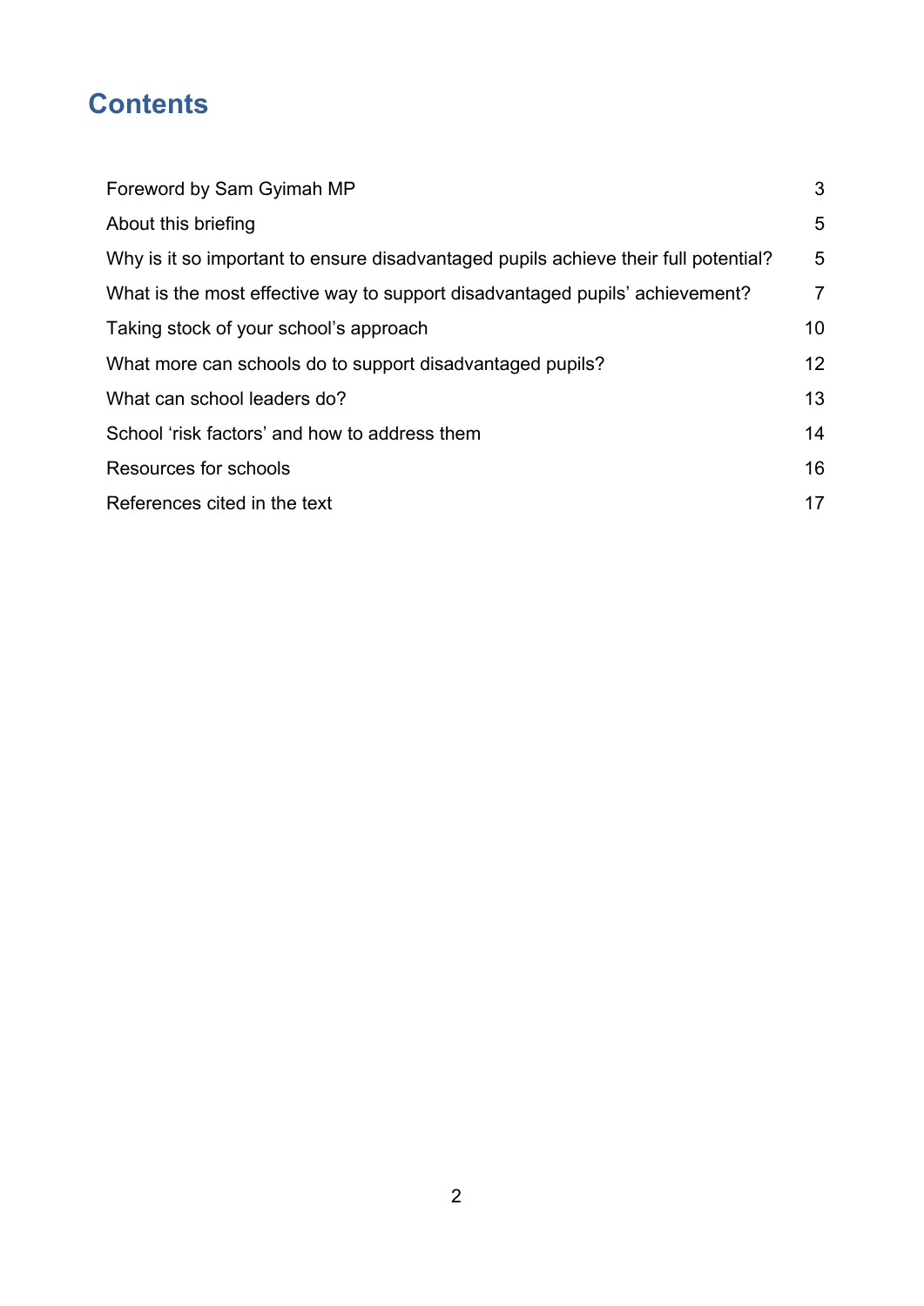# Contents

| | |
|---|---|
| Foreword by Sam Gyimah MP | 3 |
| About this briefing | 5 |
| Why is it so important to ensure disadvantaged pupils achieve their full potential? | 5 |
| What is the most effective way to support disadvantaged pupils' achievement? | 7 |
| Taking stock of your school's approach | 10 |
| What more can schools do to support disadvantaged pupils? | 12 |
| What can school leaders do? | 13 |
| School 'risk factors' and how to address them | 14 |
| Resources for schools | 16 |
| References cited in the text | 17 |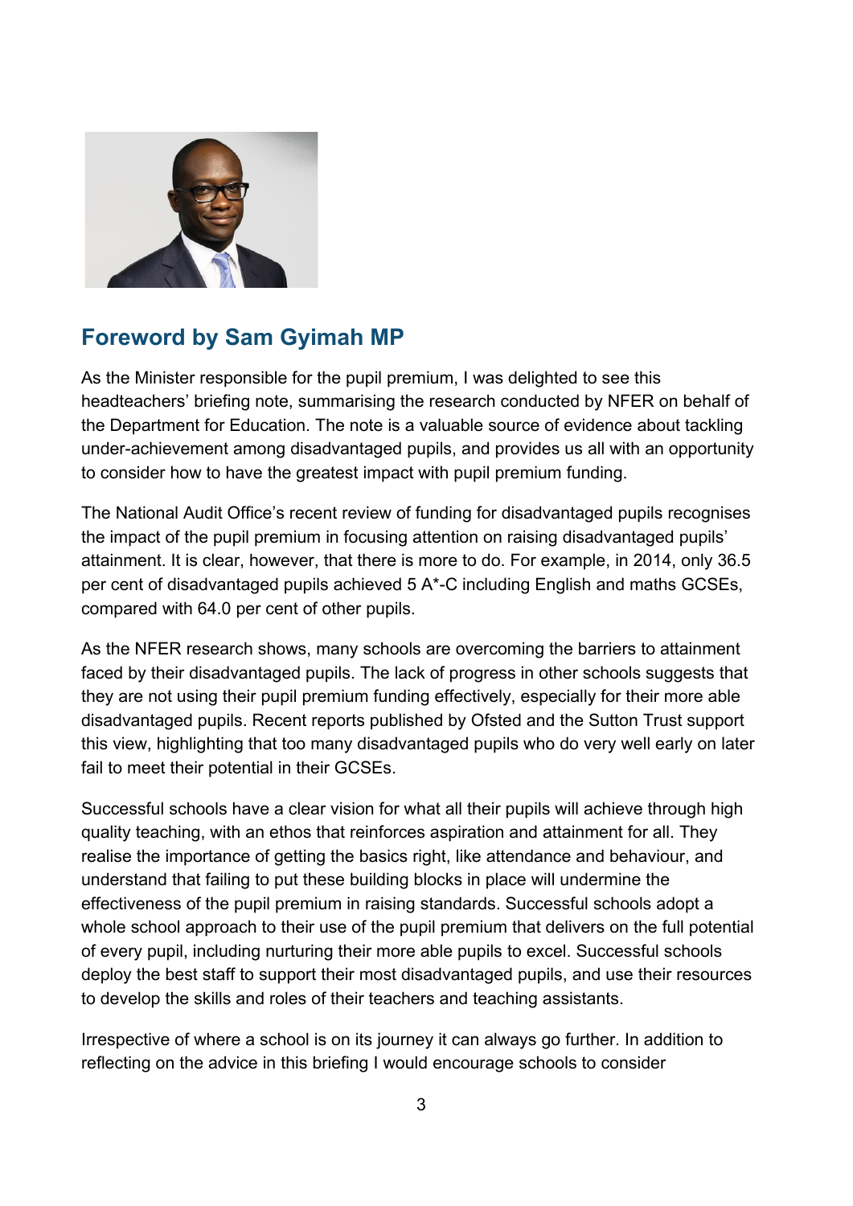## Foreword by Sam Gyimah MP

As the Minister responsible for the pupil premium, I was delighted to see this headteachers' briefing note, summarising the research conducted by NFER on behalf of the Department for Education. The note is a valuable source of evidence about tackling under-achievement among disadvantaged pupils, and provides us all with an opportunity to consider how to have the greatest impact with pupil premium funding.

The National Audit Office's recent review of funding for disadvantaged pupils recognises the impact of the pupil premium in focusing attention on raising disadvantaged pupils' attainment. It is clear, however, that there is more to do. For example, in 2014, only 36.5 per cent of disadvantaged pupils achieved 5 A*-C including English and maths GCSEs, compared with 64.0 per cent of other pupils.

As the NFER research shows, many schools are overcoming the barriers to attainment faced by their disadvantaged pupils. The lack of progress in other schools suggests that they are not using their pupil premium funding effectively, especially for their more able disadvantaged pupils. Recent reports published by Ofsted and the Sutton Trust support this view, highlighting that too many disadvantaged pupils who do very well early on later fail to meet their potential in their GCSEs.

Successful schools have a clear vision for what all their pupils will achieve through high quality teaching, with an ethos that reinforces aspiration and attainment for all. They realise the importance of getting the basics right, like attendance and behaviour, and understand that failing to put these building blocks in place will undermine the effectiveness of the pupil premium in raising standards. Successful schools adopt a whole school approach to their use of the pupil premium that delivers on the full potential of every pupil, including nurturing their more able pupils to excel. Successful schools deploy the best staff to support their most disadvantaged pupils, and use their resources to develop the skills and roles of their teachers and teaching assistants.

Irrespective of where a school is on its journey it can always go further. In addition to reflecting on the advice in this briefing I would encourage schools to consider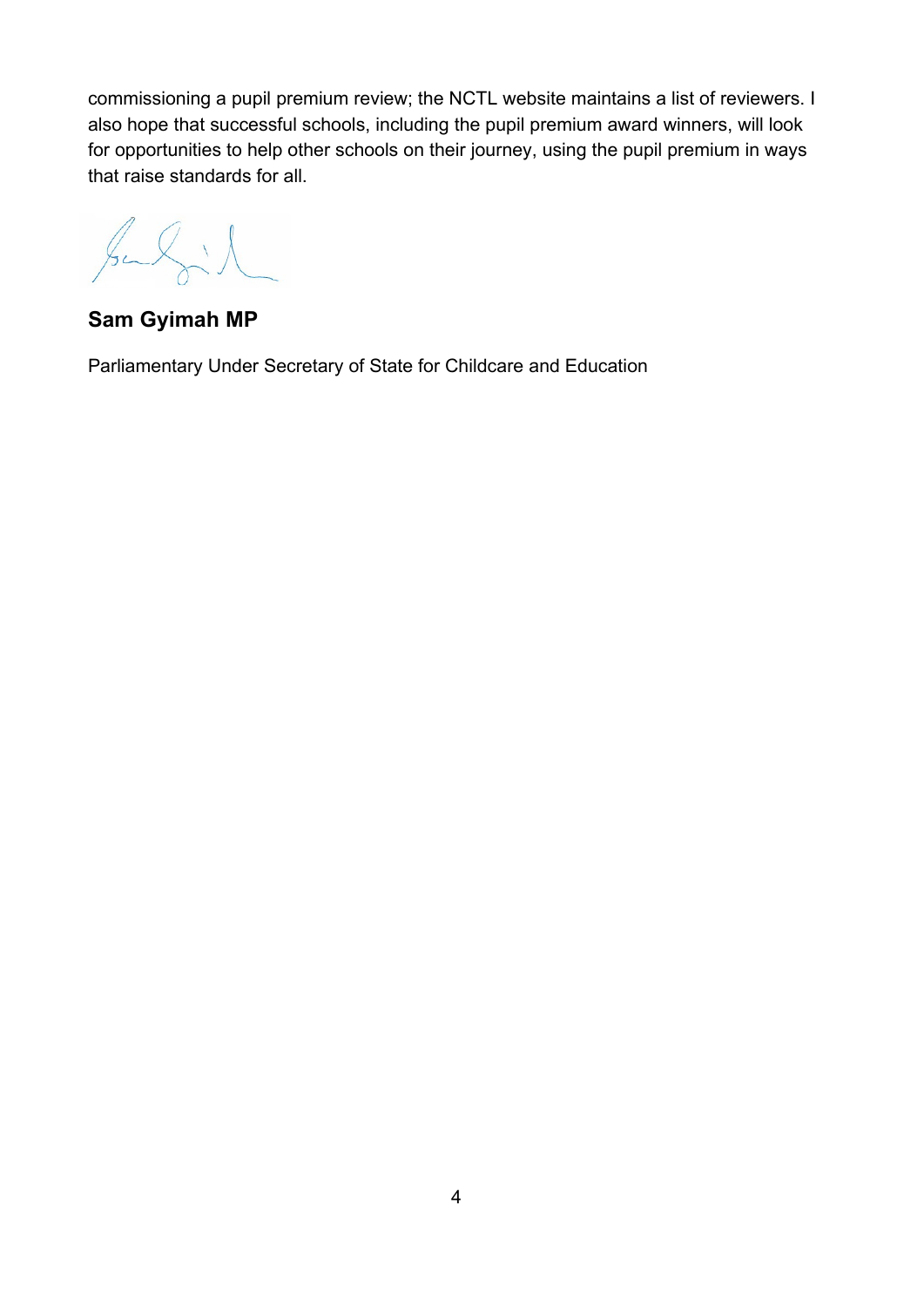commissioning a pupil premium review; the NCTL website maintains a list of reviewers. I also hope that successful schools, including the pupil premium award winners, will look for opportunities to help other schools on their journey, using the pupil premium in ways that raise standards for all.

**Sam Gyimah MP**

Parliamentary Under Secretary of State for Childcare and Education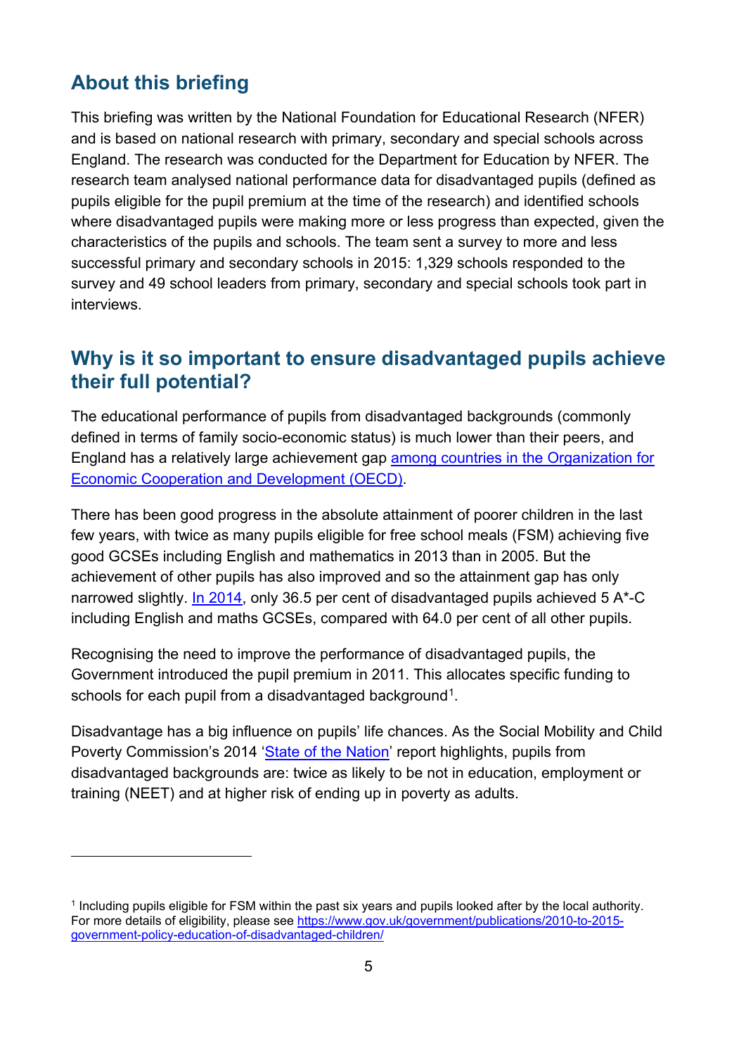## About this briefing

This briefing was written by the National Foundation for Educational Research (NFER) and is based on national research with primary, secondary and special schools across England. The research was conducted for the Department for Education by NFER. The research team analysed national performance data for disadvantaged pupils (defined as pupils eligible for the pupil premium at the time of the research) and identified schools where disadvantaged pupils were making more or less progress than expected, given the characteristics of the pupils and schools. The team sent a survey to more and less successful primary and secondary schools in 2015: 1,329 schools responded to the survey and 49 school leaders from primary, secondary and special schools took part in interviews.

## Why is it so important to ensure disadvantaged pupils achieve their full potential?

The educational performance of pupils from disadvantaged backgrounds (commonly defined in terms of family socio-economic status) is much lower than their peers, and England has a relatively large achievement gap [among countries in the Organization for Economic Cooperation and Development (OECD)].

There has been good progress in the absolute attainment of poorer children in the last few years, with twice as many pupils eligible for free school meals (FSM) achieving five good GCSEs including English and mathematics in 2013 than in 2005. But the achievement of other pupils has also improved and so the attainment gap has only narrowed slightly. [In 2014], only 36.5 per cent of disadvantaged pupils achieved 5 A*-C including English and maths GCSEs, compared with 64.0 per cent of all other pupils.

Recognising the need to improve the performance of disadvantaged pupils, the Government introduced the pupil premium in 2011. This allocates specific funding to schools for each pupil from a disadvantaged background[1].

Disadvantage has a big influence on pupils' life chances. As the Social Mobility and Child Poverty Commission's 2014 '[State of the Nation]' report highlights, pupils from disadvantaged backgrounds are: twice as likely to be not in education, employment or training (NEET) and at higher risk of ending up in poverty as adults.

---

[1] Including pupils eligible for FSM within the past six years and pupils looked after by the local authority. For more details of eligibility, please see https://www.gov.uk/government/publications/2010-to-2015-government-policy-education-of-disadvantaged-children/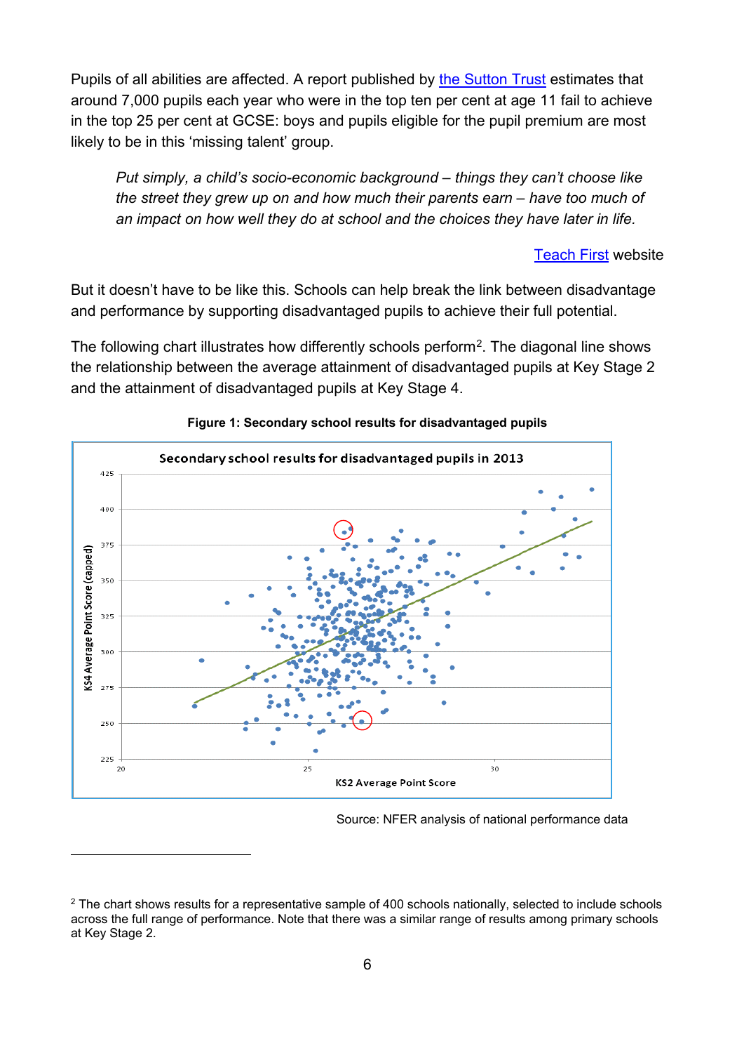Pupils of all abilities are affected. A report published by the Sutton Trust estimates that around 7,000 pupils each year who were in the top ten per cent at age 11 fail to achieve in the top 25 per cent at GCSE: boys and pupils eligible for the pupil premium are most likely to be in this 'missing talent' group.

> *Put simply, a child's socio-economic background – things they can't choose like the street they grew up on and how much their parents earn – have too much of an impact on how well they do at school and the choices they have later in life.*
>
> Teach First website

But it doesn't have to be like this. Schools can help break the link between disadvantage and performance by supporting disadvantaged pupils to achieve their full potential.

The following chart illustrates how differently schools perform[2]. The diagonal line shows the relationship between the average attainment of disadvantaged pupils at Key Stage 2 and the attainment of disadvantaged pupils at Key Stage 4.

**Figure 1: Secondary school results for disadvantaged pupils**

Source: NFER analysis of national performance data

[2] The chart shows results for a representative sample of 400 schools nationally, selected to include schools across the full range of performance. Note that there was a similar range of results among primary schools at Key Stage 2.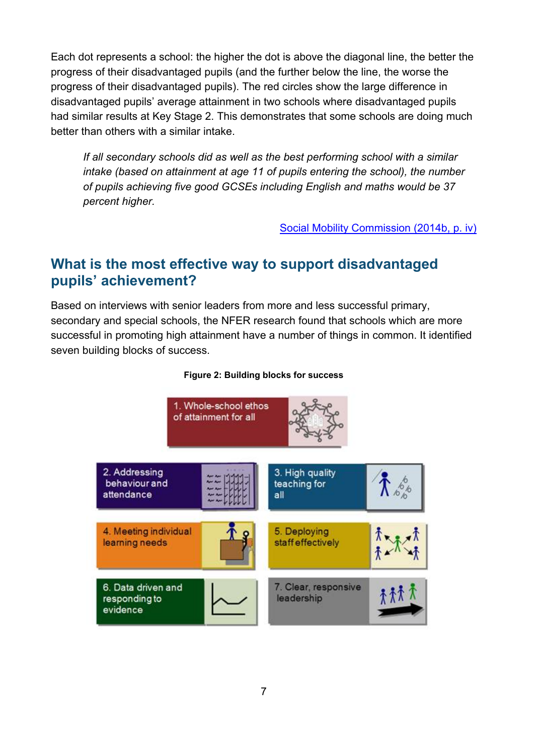Each dot represents a school: the higher the dot is above the diagonal line, the better the progress of their disadvantaged pupils (and the further below the line, the worse the progress of their disadvantaged pupils). The red circles show the large difference in disadvantaged pupils' average attainment in two schools where disadvantaged pupils had similar results at Key Stage 2. This demonstrates that some schools are doing much better than others with a similar intake.

> *If all secondary schools did as well as the best performing school with a similar intake (based on attainment at age 11 of pupils entering the school), the number of pupils achieving five good GCSEs including English and maths would be 37 percent higher.*
>
> Social Mobility Commission (2014b, p. iv)

## What is the most effective way to support disadvantaged pupils' achievement?

Based on interviews with senior leaders from more and less successful primary, secondary and special schools, the NFER research found that schools which are more successful in promoting high attainment have a number of things in common. It identified seven building blocks of success.

**Figure 2: Building blocks for success**

1. Whole-school ethos of attainment for all
2. Addressing behaviour and attendance
3. High quality teaching for all
4. Meeting individual learning needs
5. Deploying staff effectively
6. Data driven and responding to evidence
7. Clear, responsive leadership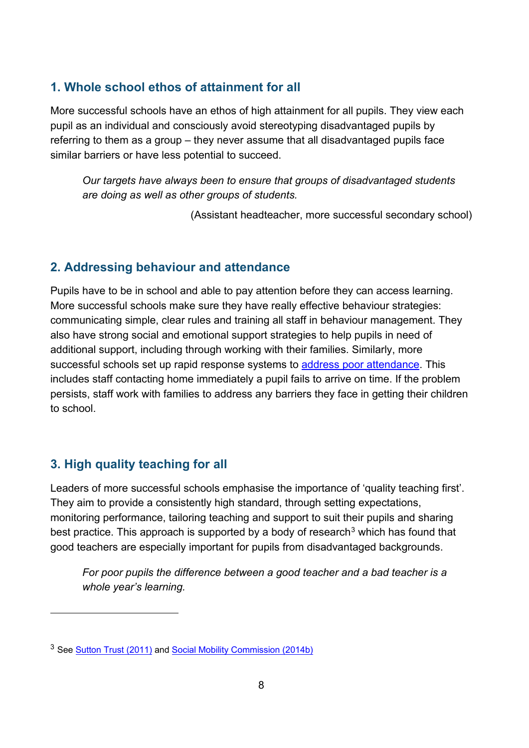## 1. Whole school ethos of attainment for all

More successful schools have an ethos of high attainment for all pupils. They view each pupil as an individual and consciously avoid stereotyping disadvantaged pupils by referring to them as a group – they never assume that all disadvantaged pupils face similar barriers or have less potential to succeed.

> *Our targets have always been to ensure that groups of disadvantaged students are doing as well as other groups of students.*
>
> (Assistant headteacher, more successful secondary school)

## 2. Addressing behaviour and attendance

Pupils have to be in school and able to pay attention before they can access learning. More successful schools make sure they have really effective behaviour strategies: communicating simple, clear rules and training all staff in behaviour management. They also have strong social and emotional support strategies to help pupils in need of additional support, including through working with their families. Similarly, more successful schools set up rapid response systems to address poor attendance. This includes staff contacting home immediately a pupil fails to arrive on time. If the problem persists, staff work with families to address any barriers they face in getting their children to school.

## 3. High quality teaching for all

Leaders of more successful schools emphasise the importance of 'quality teaching first'. They aim to provide a consistently high standard, through setting expectations, monitoring performance, tailoring teaching and support to suit their pupils and sharing best practice. This approach is supported by a body of research[3] which has found that good teachers are especially important for pupils from disadvantaged backgrounds.

> *For poor pupils the difference between a good teacher and a bad teacher is a whole year's learning.*

---

[3] See Sutton Trust (2011) and Social Mobility Commission (2014b)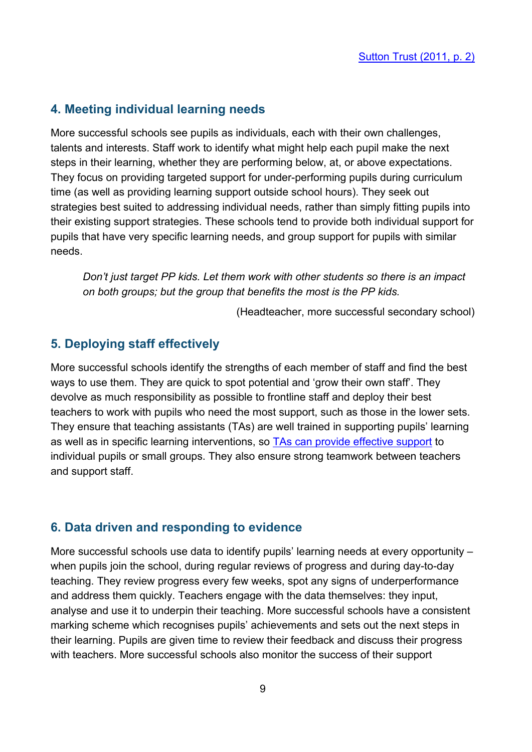Sutton Trust (2011, p. 2)

## 4. Meeting individual learning needs

More successful schools see pupils as individuals, each with their own challenges, talents and interests. Staff work to identify what might help each pupil make the next steps in their learning, whether they are performing below, at, or above expectations. They focus on providing targeted support for under-performing pupils during curriculum time (as well as providing learning support outside school hours). They seek out strategies best suited to addressing individual needs, rather than simply fitting pupils into their existing support strategies. These schools tend to provide both individual support for pupils that have very specific learning needs, and group support for pupils with similar needs.

> *Don't just target PP kids. Let them work with other students so there is an impact on both groups; but the group that benefits the most is the PP kids.*
>
> (Headteacher, more successful secondary school)

## 5. Deploying staff effectively

More successful schools identify the strengths of each member of staff and find the best ways to use them. They are quick to spot potential and 'grow their own staff'. They devolve as much responsibility as possible to frontline staff and deploy their best teachers to work with pupils who need the most support, such as those in the lower sets. They ensure that teaching assistants (TAs) are well trained in supporting pupils' learning as well as in specific learning interventions, so TAs can provide effective support to individual pupils or small groups. They also ensure strong teamwork between teachers and support staff.

## 6. Data driven and responding to evidence

More successful schools use data to identify pupils' learning needs at every opportunity – when pupils join the school, during regular reviews of progress and during day-to-day teaching. They review progress every few weeks, spot any signs of underperformance and address them quickly. Teachers engage with the data themselves: they input, analyse and use it to underpin their teaching. More successful schools have a consistent marking scheme which recognises pupils' achievements and sets out the next steps in their learning. Pupils are given time to review their feedback and discuss their progress with teachers. More successful schools also monitor the success of their support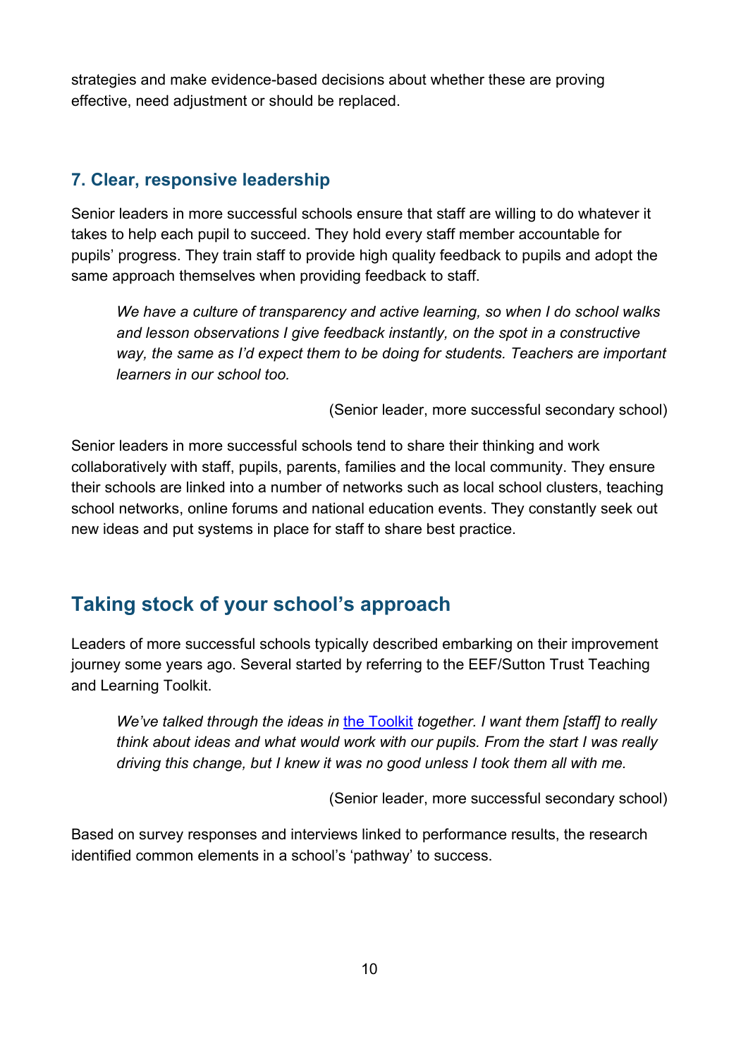strategies and make evidence-based decisions about whether these are proving effective, need adjustment or should be replaced.

### 7. Clear, responsive leadership

Senior leaders in more successful schools ensure that staff are willing to do whatever it takes to help each pupil to succeed. They hold every staff member accountable for pupils' progress. They train staff to provide high quality feedback to pupils and adopt the same approach themselves when providing feedback to staff.

> *We have a culture of transparency and active learning, so when I do school walks and lesson observations I give feedback instantly, on the spot in a constructive way, the same as I'd expect them to be doing for students. Teachers are important learners in our school too.*
>
> (Senior leader, more successful secondary school)

Senior leaders in more successful schools tend to share their thinking and work collaboratively with staff, pupils, parents, families and the local community. They ensure their schools are linked into a number of networks such as local school clusters, teaching school networks, online forums and national education events. They constantly seek out new ideas and put systems in place for staff to share best practice.

## Taking stock of your school's approach

Leaders of more successful schools typically described embarking on their improvement journey some years ago. Several started by referring to the EEF/Sutton Trust Teaching and Learning Toolkit.

> *We've talked through the ideas in the Toolkit together. I want them [staff] to really think about ideas and what would work with our pupils. From the start I was really driving this change, but I knew it was no good unless I took them all with me.*
>
> (Senior leader, more successful secondary school)

Based on survey responses and interviews linked to performance results, the research identified common elements in a school's 'pathway' to success.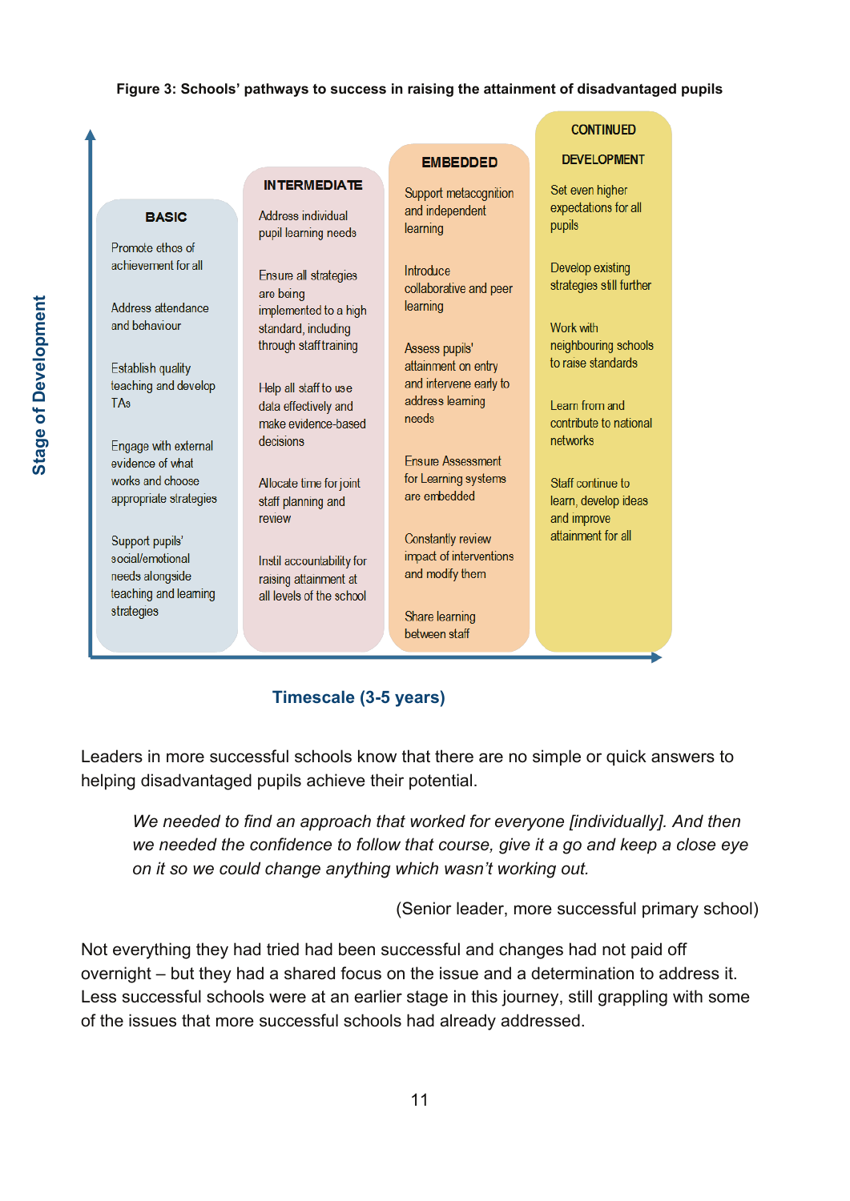**Figure 3: Schools' pathways to success in raising the attainment of disadvantaged pupils**

| BASIC | INTERMEDIATE | EMBEDDED | CONTINUED DEVELOPMENT |
|---|---|---|---|
| Promote ethos of achievement for all | Address individual pupil learning needs | Support metacognition and independent learning | Set even higher expectations for all pupils |
| Address attendance and behaviour | Ensure all strategies are being implemented to a high standard, including through staff training | Introduce collaborative and peer learning | Develop existing strategies still further |
| Establish quality teaching and develop TAs | Help all staff to use data effectively and make evidence-based decisions | Assess pupils' attainment on entry and intervene early to address learning needs | Work with neighbouring schools to raise standards |
| Engage with external evidence of what works and choose appropriate strategies | Allocate time for joint staff planning and review | Ensure Assessment for Learning systems are embedded | Learn from and contribute to national networks |
| Support pupils' social/emotional needs alongside teaching and learning strategies | Instil accountability for raising attainment at all levels of the school | Constantly review impact of interventions and modify them | Staff continue to learn, develop ideas and improve attainment for all |
| | | Share learning between staff | |

Stage of Development (vertical axis); Timescale (3-5 years) (horizontal axis)

Leaders in more successful schools know that there are no simple or quick answers to helping disadvantaged pupils achieve their potential.

> *We needed to find an approach that worked for everyone [individually]. And then we needed the confidence to follow that course, give it a go and keep a close eye on it so we could change anything which wasn't working out.*
>
> (Senior leader, more successful primary school)

Not everything they had tried had been successful and changes had not paid off overnight – but they had a shared focus on the issue and a determination to address it. Less successful schools were at an earlier stage in this journey, still grappling with some of the issues that more successful schools had already addressed.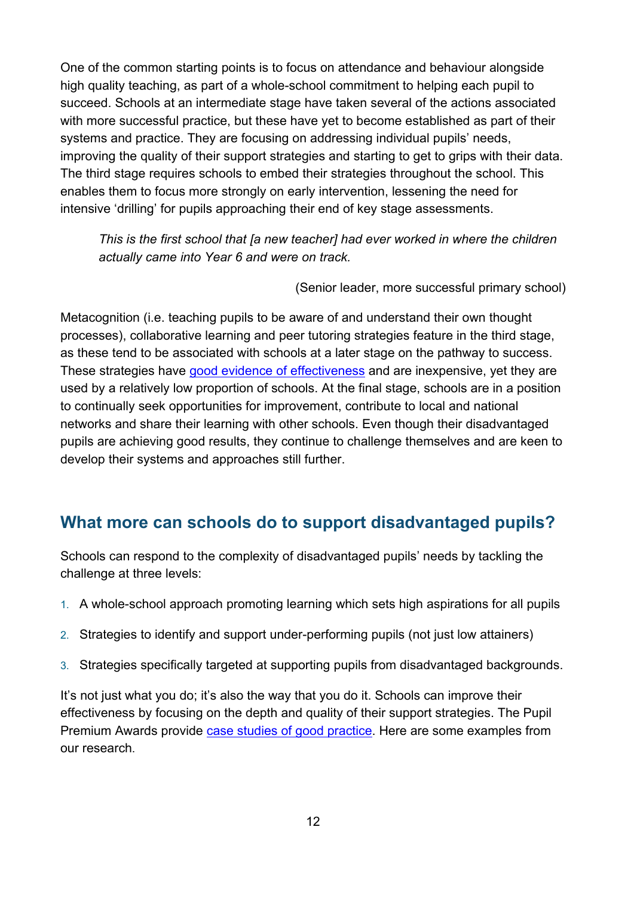One of the common starting points is to focus on attendance and behaviour alongside high quality teaching, as part of a whole-school commitment to helping each pupil to succeed. Schools at an intermediate stage have taken several of the actions associated with more successful practice, but these have yet to become established as part of their systems and practice. They are focusing on addressing individual pupils' needs, improving the quality of their support strategies and starting to get to grips with their data. The third stage requires schools to embed their strategies throughout the school. This enables them to focus more strongly on early intervention, lessening the need for intensive 'drilling' for pupils approaching their end of key stage assessments.

> *This is the first school that [a new teacher] had ever worked in where the children actually came into Year 6 and were on track.*
>
> (Senior leader, more successful primary school)

Metacognition (i.e. teaching pupils to be aware of and understand their own thought processes), collaborative learning and peer tutoring strategies feature in the third stage, as these tend to be associated with schools at a later stage on the pathway to success. These strategies have good evidence of effectiveness and are inexpensive, yet they are used by a relatively low proportion of schools. At the final stage, schools are in a position to continually seek opportunities for improvement, contribute to local and national networks and share their learning with other schools. Even though their disadvantaged pupils are achieving good results, they continue to challenge themselves and are keen to develop their systems and approaches still further.

## What more can schools do to support disadvantaged pupils?

Schools can respond to the complexity of disadvantaged pupils' needs by tackling the challenge at three levels:

1. A whole-school approach promoting learning which sets high aspirations for all pupils
2. Strategies to identify and support under-performing pupils (not just low attainers)
3. Strategies specifically targeted at supporting pupils from disadvantaged backgrounds.

It's not just what you do; it's also the way that you do it. Schools can improve their effectiveness by focusing on the depth and quality of their support strategies. The Pupil Premium Awards provide case studies of good practice. Here are some examples from our research.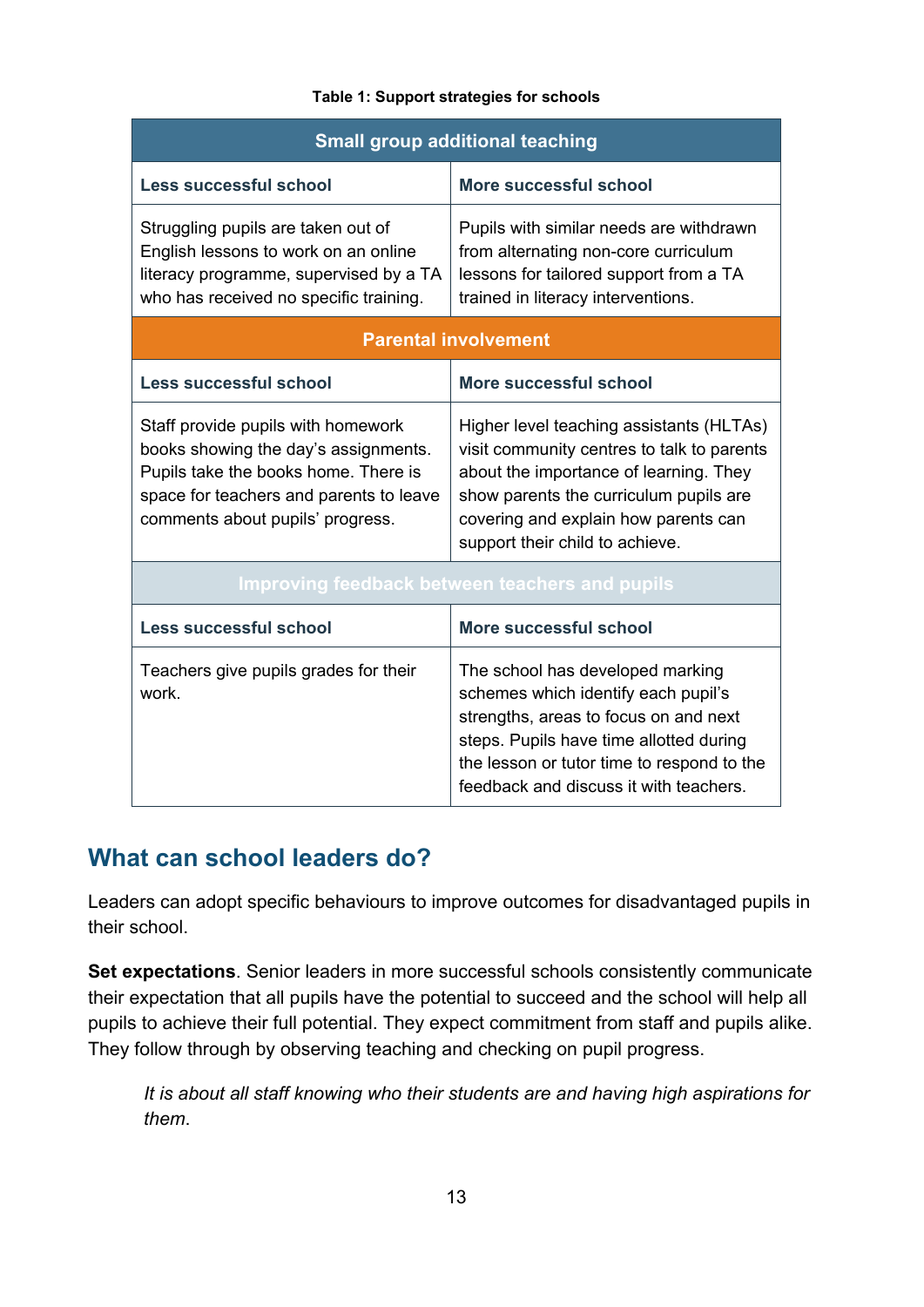**Table 1: Support strategies for schools**

| Less successful school | More successful school |
|---|---|
| **Small group additional teaching** | |
| Struggling pupils are taken out of English lessons to work on an online literacy programme, supervised by a TA who has received no specific training. | Pupils with similar needs are withdrawn from alternating non-core curriculum lessons for tailored support from a TA trained in literacy interventions. |
| **Parental involvement** | |
| Staff provide pupils with homework books showing the day's assignments. Pupils take the books home. There is space for teachers and parents to leave comments about pupils' progress. | Higher level teaching assistants (HLTAs) visit community centres to talk to parents about the importance of learning. They show parents the curriculum pupils are covering and explain how parents can support their child to achieve. |
| **Improving feedback between teachers and pupils** | |
| Teachers give pupils grades for their work. | The school has developed marking schemes which identify each pupil's strengths, areas to focus on and next steps. Pupils have time allotted during the lesson or tutor time to respond to the feedback and discuss it with teachers. |

## What can school leaders do?

Leaders can adopt specific behaviours to improve outcomes for disadvantaged pupils in their school.

**Set expectations**. Senior leaders in more successful schools consistently communicate their expectation that all pupils have the potential to succeed and the school will help all pupils to achieve their full potential. They expect commitment from staff and pupils alike. They follow through by observing teaching and checking on pupil progress.

> *It is about all staff knowing who their students are and having high aspirations for them.*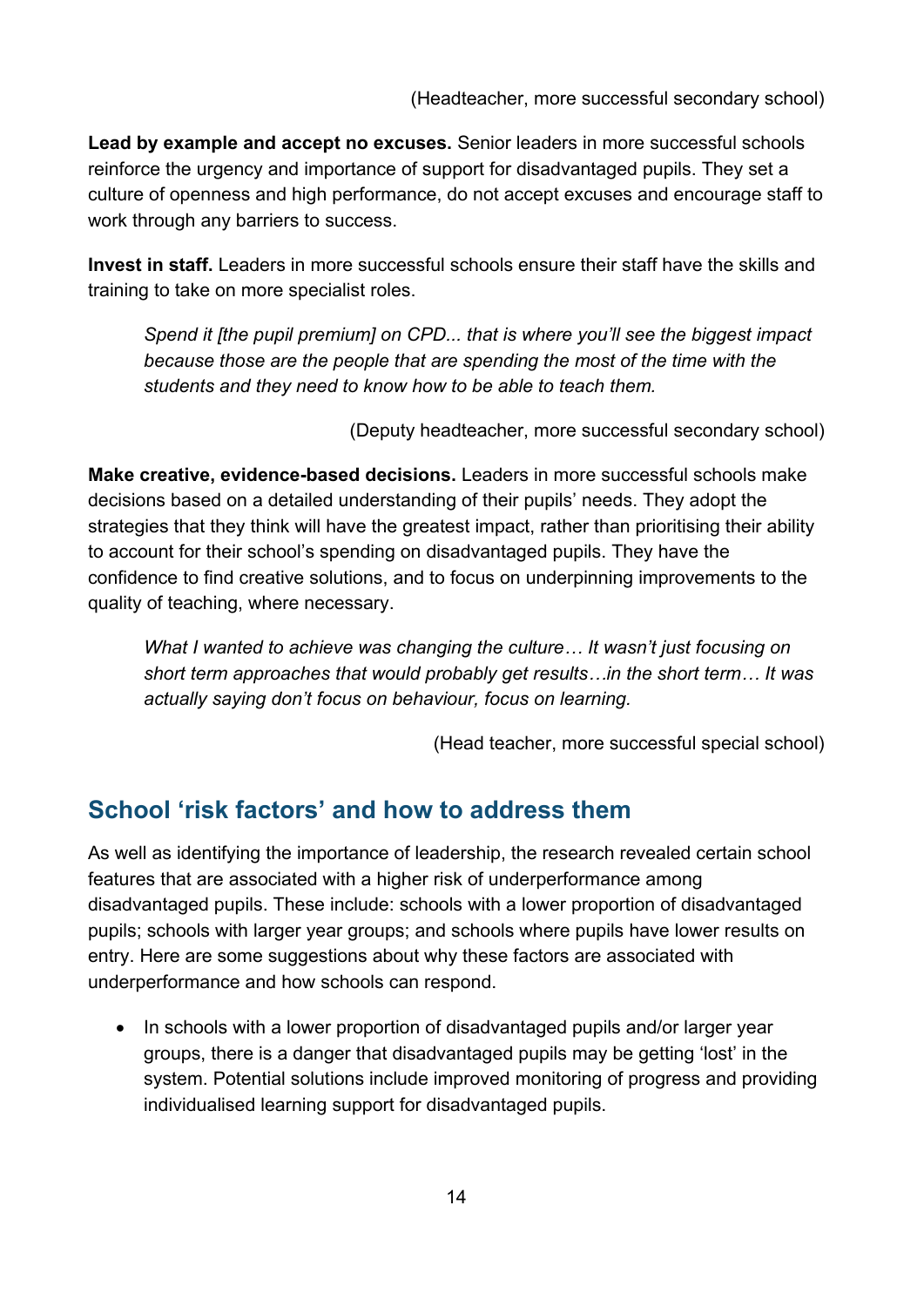(Headteacher, more successful secondary school)

**Lead by example and accept no excuses.** Senior leaders in more successful schools reinforce the urgency and importance of support for disadvantaged pupils. They set a culture of openness and high performance, do not accept excuses and encourage staff to work through any barriers to success.

**Invest in staff.** Leaders in more successful schools ensure their staff have the skills and training to take on more specialist roles.

> *Spend it [the pupil premium] on CPD... that is where you'll see the biggest impact because those are the people that are spending the most of the time with the students and they need to know how to be able to teach them.*
>
> (Deputy headteacher, more successful secondary school)

**Make creative, evidence-based decisions.** Leaders in more successful schools make decisions based on a detailed understanding of their pupils' needs. They adopt the strategies that they think will have the greatest impact, rather than prioritising their ability to account for their school's spending on disadvantaged pupils. They have the confidence to find creative solutions, and to focus on underpinning improvements to the quality of teaching, where necessary.

> *What I wanted to achieve was changing the culture… It wasn't just focusing on short term approaches that would probably get results…in the short term… It was actually saying don't focus on behaviour, focus on learning.*
>
> (Head teacher, more successful special school)

## School 'risk factors' and how to address them

As well as identifying the importance of leadership, the research revealed certain school features that are associated with a higher risk of underperformance among disadvantaged pupils. These include: schools with a lower proportion of disadvantaged pupils; schools with larger year groups; and schools where pupils have lower results on entry. Here are some suggestions about why these factors are associated with underperformance and how schools can respond.

- In schools with a lower proportion of disadvantaged pupils and/or larger year groups, there is a danger that disadvantaged pupils may be getting 'lost' in the system. Potential solutions include improved monitoring of progress and providing individualised learning support for disadvantaged pupils.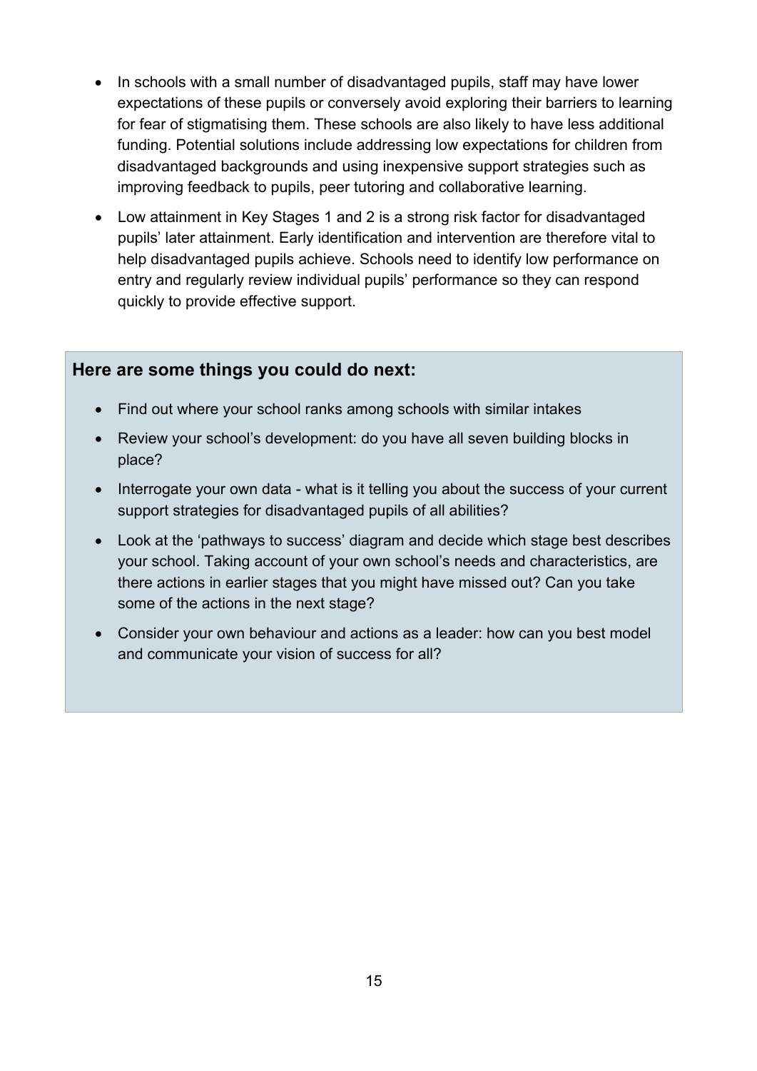- In schools with a small number of disadvantaged pupils, staff may have lower expectations of these pupils or conversely avoid exploring their barriers to learning for fear of stigmatising them. These schools are also likely to have less additional funding. Potential solutions include addressing low expectations for children from disadvantaged backgrounds and using inexpensive support strategies such as improving feedback to pupils, peer tutoring and collaborative learning.
- Low attainment in Key Stages 1 and 2 is a strong risk factor for disadvantaged pupils' later attainment. Early identification and intervention are therefore vital to help disadvantaged pupils achieve. Schools need to identify low performance on entry and regularly review individual pupils' performance so they can respond quickly to provide effective support.

**Here are some things you could do next:**

- Find out where your school ranks among schools with similar intakes
- Review your school's development: do you have all seven building blocks in place?
- Interrogate your own data - what is it telling you about the success of your current support strategies for disadvantaged pupils of all abilities?
- Look at the 'pathways to success' diagram and decide which stage best describes your school. Taking account of your own school's needs and characteristics, are there actions in earlier stages that you might have missed out? Can you take some of the actions in the next stage?
- Consider your own behaviour and actions as a leader: how can you best model and communicate your vision of success for all?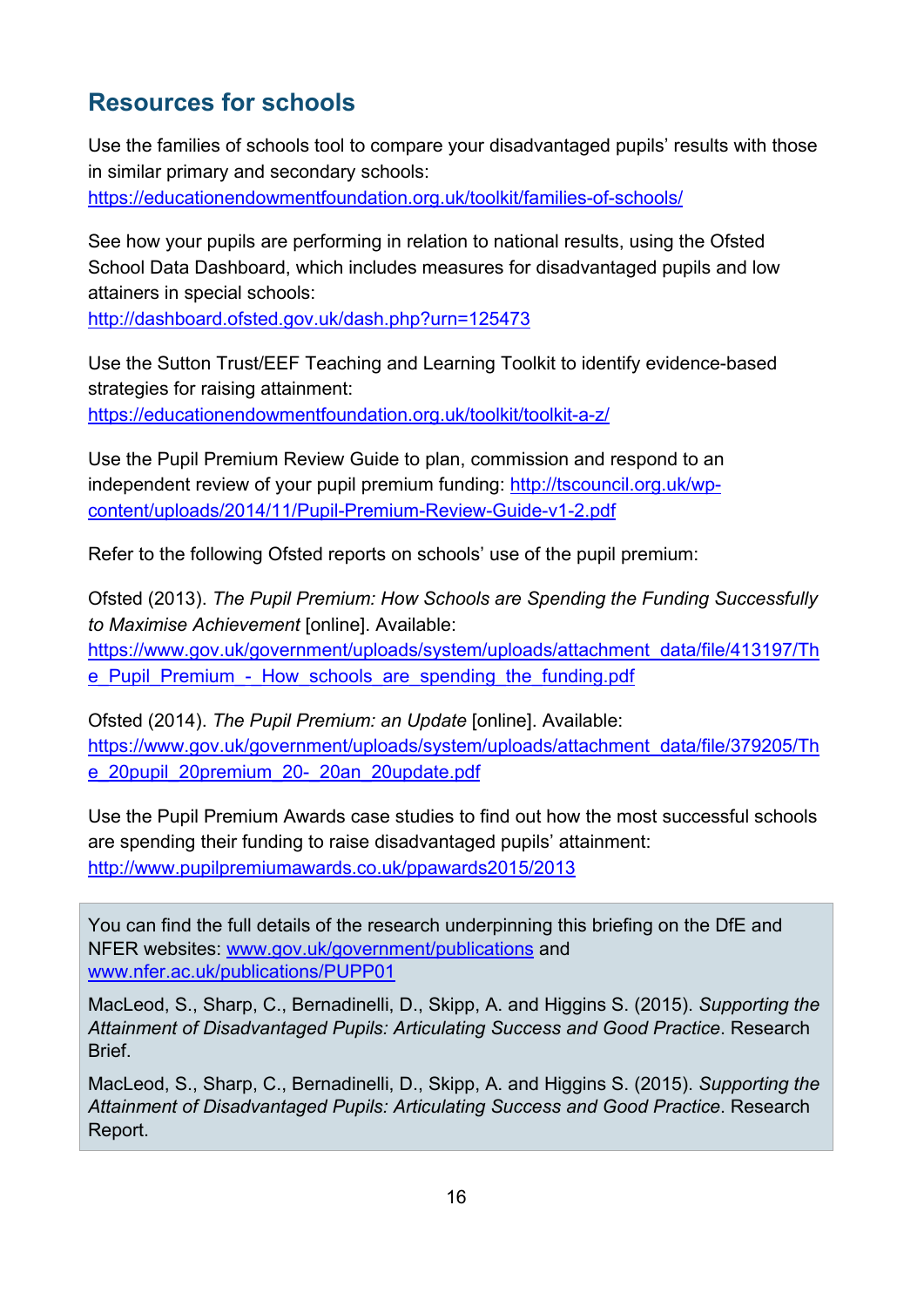## Resources for schools

Use the families of schools tool to compare your disadvantaged pupils' results with those in similar primary and secondary schools: https://educationendowmentfoundation.org.uk/toolkit/families-of-schools/

See how your pupils are performing in relation to national results, using the Ofsted School Data Dashboard, which includes measures for disadvantaged pupils and low attainers in special schools: http://dashboard.ofsted.gov.uk/dash.php?urn=125473

Use the Sutton Trust/EEF Teaching and Learning Toolkit to identify evidence-based strategies for raising attainment: https://educationendowmentfoundation.org.uk/toolkit/toolkit-a-z/

Use the Pupil Premium Review Guide to plan, commission and respond to an independent review of your pupil premium funding: http://tscouncil.org.uk/wp-content/uploads/2014/11/Pupil-Premium-Review-Guide-v1-2.pdf

Refer to the following Ofsted reports on schools' use of the pupil premium:

Ofsted (2013). *The Pupil Premium: How Schools are Spending the Funding Successfully to Maximise Achievement* [online]. Available: https://www.gov.uk/government/uploads/system/uploads/attachment_data/file/413197/The_Pupil_Premium_-_How_schools_are_spending_the_funding.pdf

Ofsted (2014). *The Pupil Premium: an Update* [online]. Available: https://www.gov.uk/government/uploads/system/uploads/attachment_data/file/379205/The_20pupil_20premium_20-_20an_20update.pdf

Use the Pupil Premium Awards case studies to find out how the most successful schools are spending their funding to raise disadvantaged pupils' attainment: http://www.pupilpremiumawards.co.uk/ppawards2015/2013

You can find the full details of the research underpinning this briefing on the DfE and NFER websites: www.gov.uk/government/publications and www.nfer.ac.uk/publications/PUPP01

MacLeod, S., Sharp, C., Bernadinelli, D., Skipp, A. and Higgins S. (2015). *Supporting the Attainment of Disadvantaged Pupils: Articulating Success and Good Practice*. Research Brief.

MacLeod, S., Sharp, C., Bernadinelli, D., Skipp, A. and Higgins S. (2015). *Supporting the Attainment of Disadvantaged Pupils: Articulating Success and Good Practice*. Research Report.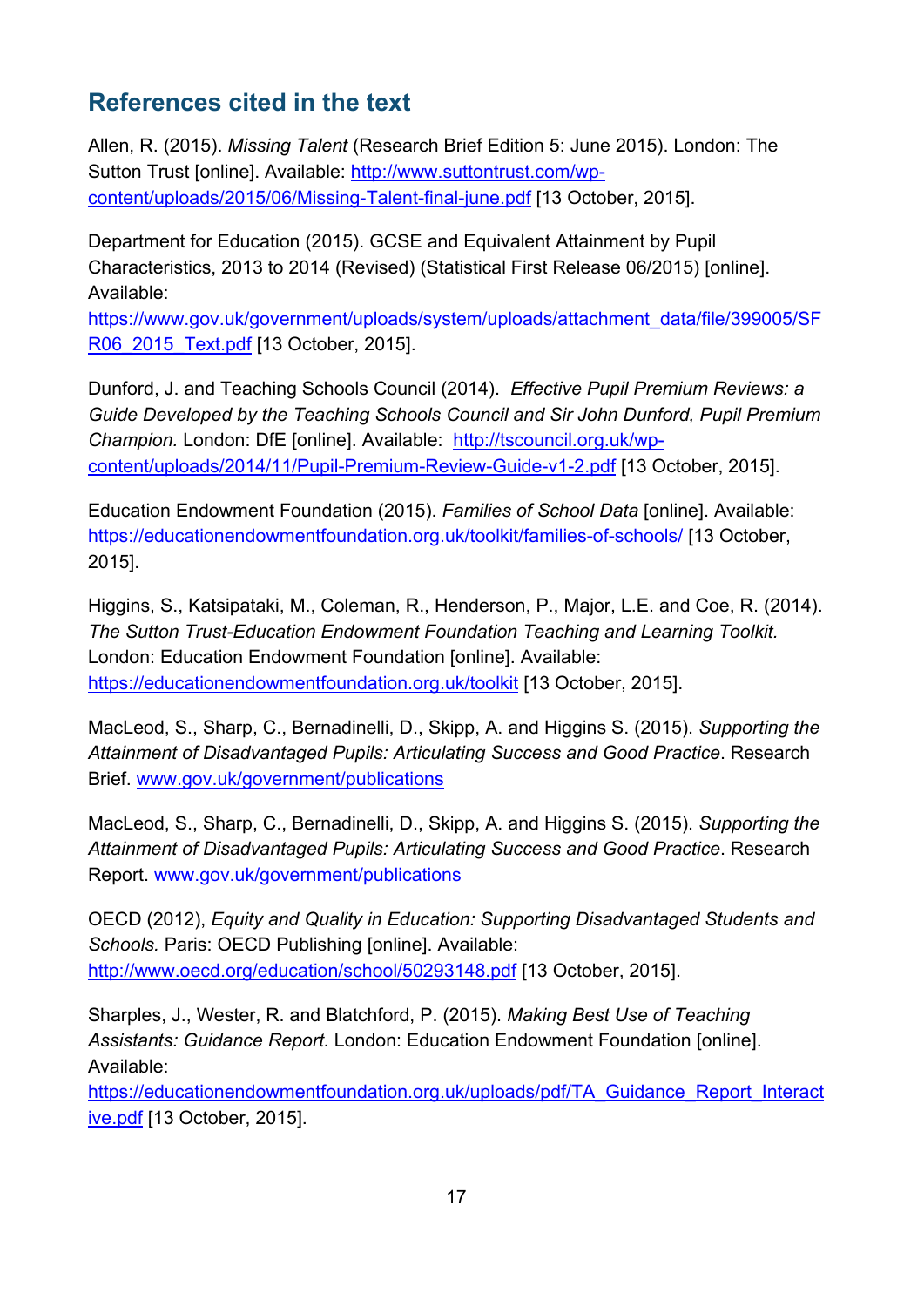## References cited in the text

Allen, R. (2015). *Missing Talent* (Research Brief Edition 5: June 2015). London: The Sutton Trust [online]. Available: [http://www.suttontrust.com/wp-content/uploads/2015/06/Missing-Talent-final-june.pdf](http://www.suttontrust.com/wp-content/uploads/2015/06/Missing-Talent-final-june.pdf) [13 October, 2015].

Department for Education (2015). GCSE and Equivalent Attainment by Pupil Characteristics, 2013 to 2014 (Revised) (Statistical First Release 06/2015) [online]. Available: [https://www.gov.uk/government/uploads/system/uploads/attachment_data/file/399005/SFR06_2015_Text.pdf](https://www.gov.uk/government/uploads/system/uploads/attachment_data/file/399005/SFR06_2015_Text.pdf) [13 October, 2015].

Dunford, J. and Teaching Schools Council (2014). *Effective Pupil Premium Reviews: a Guide Developed by the Teaching Schools Council and Sir John Dunford, Pupil Premium Champion.* London: DfE [online]. Available: [http://tscouncil.org.uk/wp-content/uploads/2014/11/Pupil-Premium-Review-Guide-v1-2.pdf](http://tscouncil.org.uk/wp-content/uploads/2014/11/Pupil-Premium-Review-Guide-v1-2.pdf) [13 October, 2015].

Education Endowment Foundation (2015). *Families of School Data* [online]. Available: [https://educationendowmentfoundation.org.uk/toolkit/families-of-schools/](https://educationendowmentfoundation.org.uk/toolkit/families-of-schools/) [13 October, 2015].

Higgins, S., Katsipataki, M., Coleman, R., Henderson, P., Major, L.E. and Coe, R. (2014). *The Sutton Trust-Education Endowment Foundation Teaching and Learning Toolkit.* London: Education Endowment Foundation [online]. Available: [https://educationendowmentfoundation.org.uk/toolkit](https://educationendowmentfoundation.org.uk/toolkit) [13 October, 2015].

MacLeod, S., Sharp, C., Bernadinelli, D., Skipp, A. and Higgins S. (2015). *Supporting the Attainment of Disadvantaged Pupils: Articulating Success and Good Practice*. Research Brief. [www.gov.uk/government/publications](www.gov.uk/government/publications)

MacLeod, S., Sharp, C., Bernadinelli, D., Skipp, A. and Higgins S. (2015). *Supporting the Attainment of Disadvantaged Pupils: Articulating Success and Good Practice*. Research Report. [www.gov.uk/government/publications](www.gov.uk/government/publications)

OECD (2012), *Equity and Quality in Education: Supporting Disadvantaged Students and Schools.* Paris: OECD Publishing [online]. Available: [http://www.oecd.org/education/school/50293148.pdf](http://www.oecd.org/education/school/50293148.pdf) [13 October, 2015].

Sharples, J., Wester, R. and Blatchford, P. (2015). *Making Best Use of Teaching Assistants: Guidance Report.* London: Education Endowment Foundation [online]. Available: [https://educationendowmentfoundation.org.uk/uploads/pdf/TA_Guidance_Report_Interactive.pdf](https://educationendowmentfoundation.org.uk/uploads/pdf/TA_Guidance_Report_Interactive.pdf) [13 October, 2015].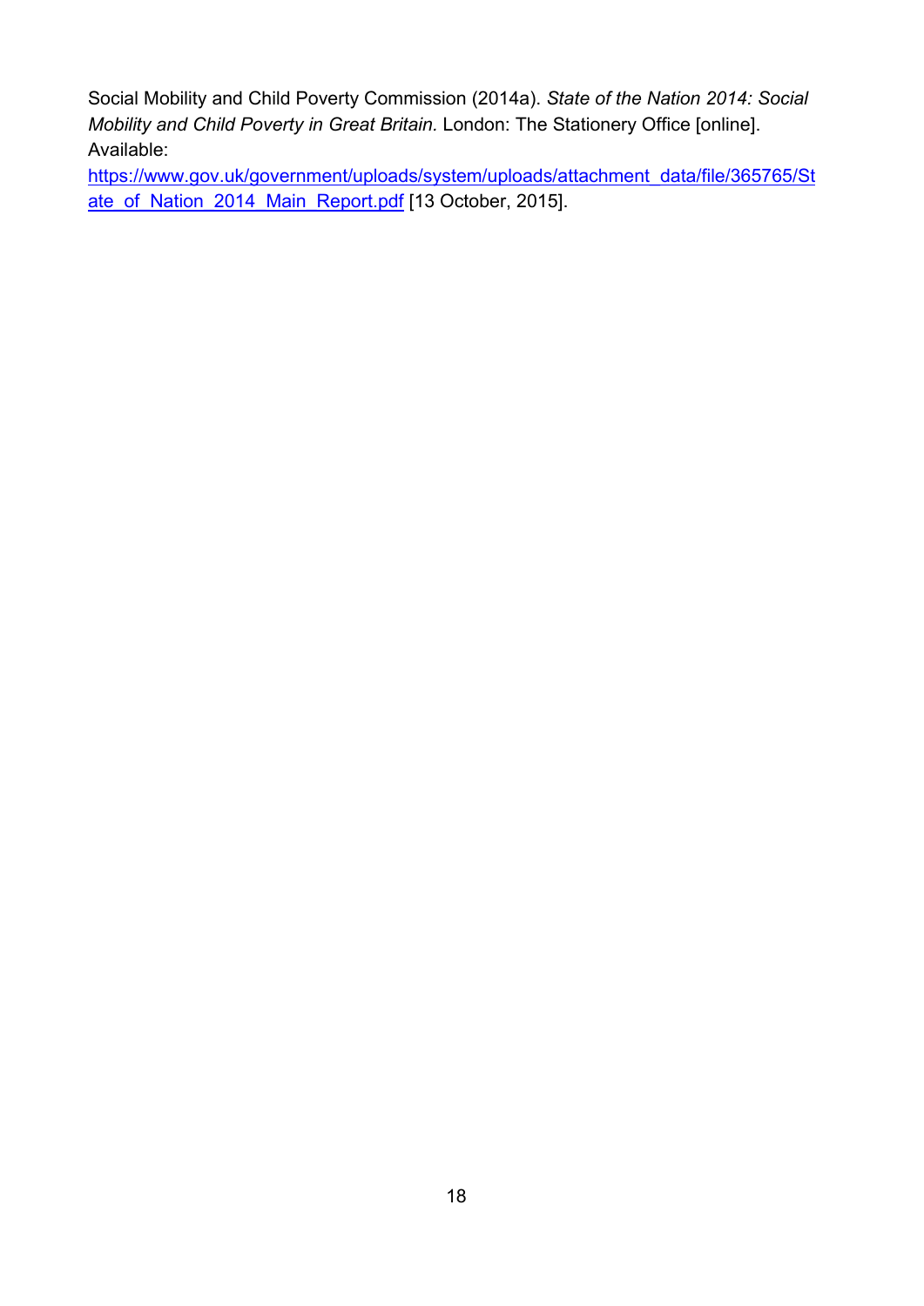Social Mobility and Child Poverty Commission (2014a). *State of the Nation 2014: Social Mobility and Child Poverty in Great Britain.* London: The Stationery Office [online]. Available: https://www.gov.uk/government/uploads/system/uploads/attachment_data/file/365765/State_of_Nation_2014_Main_Report.pdf [13 October, 2015].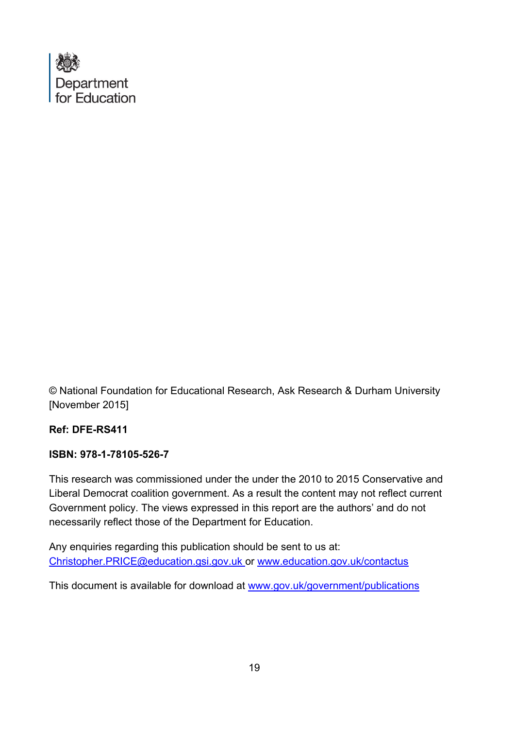Department for Education

© National Foundation for Educational Research, Ask Research & Durham University [November 2015]

**Ref: DFE-RS411**

**ISBN: 978-1-78105-526-7**

This research was commissioned under the under the 2010 to 2015 Conservative and Liberal Democrat coalition government. As a result the content may not reflect current Government policy. The views expressed in this report are the authors' and do not necessarily reflect those of the Department for Education.

Any enquiries regarding this publication should be sent to us at: [Christopher.PRICE@education.gsi.gov.uk](mailto:Christopher.PRICE@education.gsi.gov.uk) or [www.education.gov.uk/contactus](http://www.education.gov.uk/contactus)

This document is available for download at [www.gov.uk/government/publications](http://www.gov.uk/government/publications)